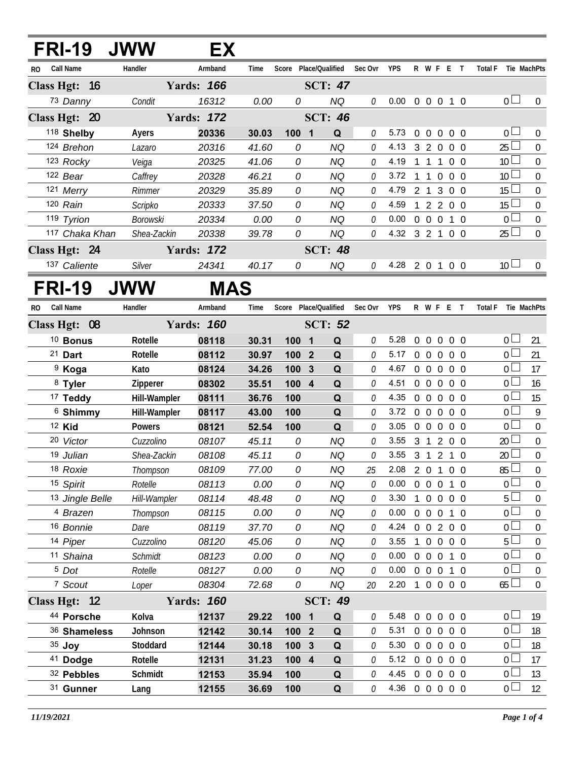# FRI-19 JWW EX

| RO | Call Name | Handler | Armband | Time | Score | Place/Qualified | | Sec Ovr | YPS | R | W | F | E | T | Total F | Tie | MachPts |
|---|---|---|---|---|---|---|---|---|---|---|---|---|---|---|---|---|---|
| **Class Hgt: 16** | | **Yards: 166** | | | | **SCT: 47** | | | | | | | | | | | |
| 73 | *Danny* | *Condit* | *16312* | *0.00* | *0* | | *NQ* | *0* | 0.00 | 0 | 0 | 0 | 1 | 0 | 0 | ☐ | 0 |
| **Class Hgt: 20** | | **Yards: 172** | | | | **SCT: 46** | | | | | | | | | | | |
| 118 | **Shelby** | **Ayers** | **20336** | **30.03** | **100** | **1** | **Q** | *0* | 5.73 | 0 | 0 | 0 | 0 | 0 | 0 | ☐ | 0 |
| 124 | *Brehon* | *Lazaro* | *20316* | *41.60* | *0* | | *NQ* | *0* | 4.13 | 3 | 2 | 0 | 0 | 0 | 25 | ☐ | 0 |
| 123 | *Rocky* | *Veiga* | *20325* | *41.06* | *0* | | *NQ* | *0* | 4.19 | 1 | 1 | 1 | 0 | 0 | 10 | ☐ | 0 |
| 122 | *Bear* | *Caffrey* | *20328* | *46.21* | *0* | | *NQ* | *0* | 3.72 | 1 | 1 | 0 | 0 | 0 | 10 | ☐ | 0 |
| 121 | *Merry* | *Rimmer* | *20329* | *35.89* | *0* | | *NQ* | *0* | 4.79 | 2 | 1 | 3 | 0 | 0 | 15 | ☐ | 0 |
| 120 | *Rain* | *Scripko* | *20333* | *37.50* | *0* | | *NQ* | *0* | 4.59 | 1 | 2 | 2 | 0 | 0 | 15 | ☐ | 0 |
| 119 | *Tyrion* | *Borowski* | *20334* | *0.00* | *0* | | *NQ* | *0* | 0.00 | 0 | 0 | 0 | 1 | 0 | 0 | ☐ | 0 |
| 117 | *Chaka Khan* | *Shea-Zackin* | *20338* | *39.78* | *0* | | *NQ* | *0* | 4.32 | 3 | 2 | 1 | 0 | 0 | 25 | ☐ | 0 |
| **Class Hgt: 24** | | **Yards: 172** | | | | **SCT: 48** | | | | | | | | | | | |
| 137 | *Caliente* | *Silver* | *24341* | *40.17* | *0* | | *NQ* | *0* | 4.28 | 2 | 0 | 1 | 0 | 0 | 10 | ☐ | 0 |

# FRI-19 JWW MAS

| RO | Call Name | Handler | Armband | Time | Score | Place/Qualified | | Sec Ovr | YPS | R | W | F | E | T | Total F | Tie | MachPts |
|---|---|---|---|---|---|---|---|---|---|---|---|---|---|---|---|---|---|
| **Class Hgt: 08** | | **Yards: 160** | | | | **SCT: 52** | | | | | | | | | | | |
| 10 | **Bonus** | **Rotelle** | **08118** | **30.31** | **100** | **1** | **Q** | *0* | 5.28 | 0 | 0 | 0 | 0 | 0 | 0 | ☐ | 21 |
| 21 | **Dart** | **Rotelle** | **08112** | **30.97** | **100** | **2** | **Q** | *0* | 5.17 | 0 | 0 | 0 | 0 | 0 | 0 | ☐ | 21 |
| 9 | **Koga** | **Kato** | **08124** | **34.26** | **100** | **3** | **Q** | *0* | 4.67 | 0 | 0 | 0 | 0 | 0 | 0 | ☐ | 17 |
| 8 | **Tyler** | **Zipperer** | **08302** | **35.51** | **100** | **4** | **Q** | *0* | 4.51 | 0 | 0 | 0 | 0 | 0 | 0 | ☐ | 16 |
| 17 | **Teddy** | **Hill-Wampler** | **08111** | **36.76** | **100** | | **Q** | *0* | 4.35 | 0 | 0 | 0 | 0 | 0 | 0 | ☐ | 15 |
| 6 | **Shimmy** | **Hill-Wampler** | **08117** | **43.00** | **100** | | **Q** | *0* | 3.72 | 0 | 0 | 0 | 0 | 0 | 0 | ☐ | 9 |
| 12 | **Kid** | **Powers** | **08121** | **52.54** | **100** | | **Q** | *0* | 3.05 | 0 | 0 | 0 | 0 | 0 | 0 | ☐ | 0 |
| 20 | *Victor* | *Cuzzolino* | *08107* | *45.11* | *0* | | *NQ* | *0* | 3.55 | 3 | 1 | 2 | 0 | 0 | 20 | ☐ | 0 |
| 19 | *Julian* | *Shea-Zackin* | *08108* | *45.11* | *0* | | *NQ* | *0* | 3.55 | 3 | 1 | 2 | 1 | 0 | 20 | ☐ | 0 |
| 18 | *Roxie* | *Thompson* | *08109* | *77.00* | *0* | | *NQ* | *25* | 2.08 | 2 | 0 | 1 | 0 | 0 | 85 | ☐ | 0 |
| 15 | *Spirit* | *Rotelle* | *08113* | *0.00* | *0* | | *NQ* | *0* | 0.00 | 0 | 0 | 0 | 1 | 0 | 0 | ☐ | 0 |
| 13 | *Jingle Belle* | *Hill-Wampler* | *08114* | *48.48* | *0* | | *NQ* | *0* | 3.30 | 1 | 0 | 0 | 0 | 0 | 5 | ☐ | 0 |
| 4 | *Brazen* | *Thompson* | *08115* | *0.00* | *0* | | *NQ* | *0* | 0.00 | 0 | 0 | 0 | 1 | 0 | 0 | ☐ | 0 |
| 16 | *Bonnie* | *Dare* | *08119* | *37.70* | *0* | | *NQ* | *0* | 4.24 | 0 | 0 | 2 | 0 | 0 | 0 | ☐ | 0 |
| 14 | *Piper* | *Cuzzolino* | *08120* | *45.06* | *0* | | *NQ* | *0* | 3.55 | 1 | 0 | 0 | 0 | 0 | 5 | ☐ | 0 |
| 11 | *Shaina* | *Schmidt* | *08123* | *0.00* | *0* | | *NQ* | *0* | 0.00 | 0 | 0 | 0 | 1 | 0 | 0 | ☐ | 0 |
| 5 | *Dot* | *Rotelle* | *08127* | *0.00* | *0* | | *NQ* | *0* | 0.00 | 0 | 0 | 0 | 1 | 0 | 0 | ☐ | 0 |
| 7 | *Scout* | *Loper* | *08304* | *72.68* | *0* | | *NQ* | *20* | 2.20 | 1 | 0 | 0 | 0 | 0 | 65 | ☐ | 0 |
| **Class Hgt: 12** | | **Yards: 160** | | | | **SCT: 49** | | | | | | | | | | | |
| 44 | **Porsche** | **Kolva** | **12137** | **29.22** | **100** | **1** | **Q** | *0* | 5.48 | 0 | 0 | 0 | 0 | 0 | 0 | ☐ | 19 |
| 36 | **Shameless** | **Johnson** | **12142** | **30.14** | **100** | **2** | **Q** | *0* | 5.31 | 0 | 0 | 0 | 0 | 0 | 0 | ☐ | 18 |
| 35 | **Joy** | **Stoddard** | **12144** | **30.18** | **100** | **3** | **Q** | *0* | 5.30 | 0 | 0 | 0 | 0 | 0 | 0 | ☐ | 18 |
| 41 | **Dodge** | **Rotelle** | **12131** | **31.23** | **100** | **4** | **Q** | *0* | 5.12 | 0 | 0 | 0 | 0 | 0 | 0 | ☐ | 17 |
| 32 | **Pebbles** | **Schmidt** | **12153** | **35.94** | **100** | | **Q** | *0* | 4.45 | 0 | 0 | 0 | 0 | 0 | 0 | ☐ | 13 |
| 31 | **Gunner** | **Lang** | **12155** | **36.69** | **100** | | **Q** | *0* | 4.36 | 0 | 0 | 0 | 0 | 0 | 0 | ☐ | 12 |

*11/19/2021*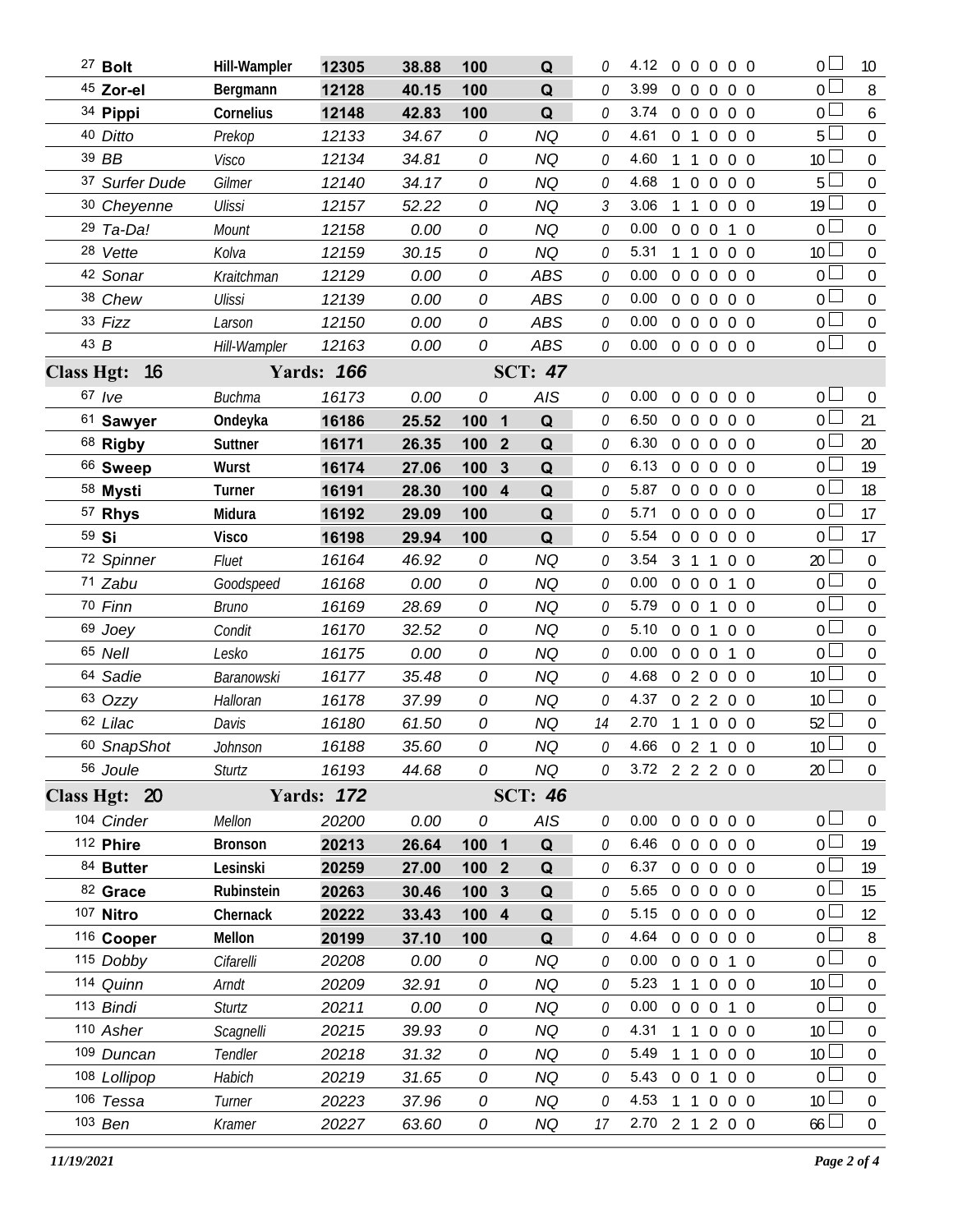| Armband / Dog | Handler | Reg | Time | Score | Place | Result | Time Faults | YPS | Faults | | | | | Total Faults | Points |
|---|---|---|---|---|---|---|---|---|---|---|---|---|---|---|---|
| 27 **Bolt** | **Hill-Wampler** | **12305** | **38.88** | **100** | | **Q** | 0 | 4.12 | 0 | 0 | 0 | 0 | 0 | 0 | 10 |
| 45 **Zor-el** | **Bergmann** | **12128** | **40.15** | **100** | | **Q** | 0 | 3.99 | 0 | 0 | 0 | 0 | 0 | 0 | 8 |
| 34 **Pippi** | **Cornelius** | **12148** | **42.83** | **100** | | **Q** | 0 | 3.74 | 0 | 0 | 0 | 0 | 0 | 0 | 6 |
| 40 *Ditto* | *Prekop* | *12133* | *34.67* | *0* | | *NQ* | 0 | 4.61 | 0 | 1 | 0 | 0 | 0 | 5 | 0 |
| 39 *BB* | *Visco* | *12134* | *34.81* | *0* | | *NQ* | 0 | 4.60 | 1 | 1 | 0 | 0 | 0 | 10 | 0 |
| 37 *Surfer Dude* | *Gilmer* | *12140* | *34.17* | *0* | | *NQ* | 0 | 4.68 | 1 | 0 | 0 | 0 | 0 | 5 | 0 |
| 30 *Cheyenne* | *Ulissi* | *12157* | *52.22* | *0* | | *NQ* | 3 | 3.06 | 1 | 1 | 0 | 0 | 0 | 19 | 0 |
| 29 *Ta-Da!* | *Mount* | *12158* | *0.00* | *0* | | *NQ* | 0 | 0.00 | 0 | 0 | 0 | 1 | 0 | 0 | 0 |
| 28 *Vette* | *Kolva* | *12159* | *30.15* | *0* | | *NQ* | 0 | 5.31 | 1 | 1 | 0 | 0 | 0 | 10 | 0 |
| 42 *Sonar* | *Kraitchman* | *12129* | *0.00* | *0* | | *ABS* | 0 | 0.00 | 0 | 0 | 0 | 0 | 0 | 0 | 0 |
| 38 *Chew* | *Ulissi* | *12139* | *0.00* | *0* | | *ABS* | 0 | 0.00 | 0 | 0 | 0 | 0 | 0 | 0 | 0 |
| 33 *Fizz* | *Larson* | *12150* | *0.00* | *0* | | *ABS* | 0 | 0.00 | 0 | 0 | 0 | 0 | 0 | 0 | 0 |
| 43 *B* | *Hill-Wampler* | *12163* | *0.00* | *0* | | *ABS* | 0 | 0.00 | 0 | 0 | 0 | 0 | 0 | 0 | 0 |
| **Class Hgt: 16** | | **Yards: 166** | | | | **SCT: 47** | | | | | | | | | |
| 67 *Ive* | *Buchma* | *16173* | *0.00* | *0* | | *AIS* | 0 | 0.00 | 0 | 0 | 0 | 0 | 0 | 0 | 0 |
| 61 **Sawyer** | **Ondeyka** | **16186** | **25.52** | **100** | **1** | **Q** | 0 | 6.50 | 0 | 0 | 0 | 0 | 0 | 0 | 21 |
| 68 **Rigby** | **Suttner** | **16171** | **26.35** | **100** | **2** | **Q** | 0 | 6.30 | 0 | 0 | 0 | 0 | 0 | 0 | 20 |
| 66 **Sweep** | **Wurst** | **16174** | **27.06** | **100** | **3** | **Q** | 0 | 6.13 | 0 | 0 | 0 | 0 | 0 | 0 | 19 |
| 58 **Mysti** | **Turner** | **16191** | **28.30** | **100** | **4** | **Q** | 0 | 5.87 | 0 | 0 | 0 | 0 | 0 | 0 | 18 |
| 57 **Rhys** | **Midura** | **16192** | **29.09** | **100** | | **Q** | 0 | 5.71 | 0 | 0 | 0 | 0 | 0 | 0 | 17 |
| 59 **Si** | **Visco** | **16198** | **29.94** | **100** | | **Q** | 0 | 5.54 | 0 | 0 | 0 | 0 | 0 | 0 | 17 |
| 72 *Spinner* | *Fluet* | *16164* | *46.92* | *0* | | *NQ* | 0 | 3.54 | 3 | 1 | 1 | 0 | 0 | 20 | 0 |
| 71 *Zabu* | *Goodspeed* | *16168* | *0.00* | *0* | | *NQ* | 0 | 0.00 | 0 | 0 | 0 | 1 | 0 | 0 | 0 |
| 70 *Finn* | *Bruno* | *16169* | *28.69* | *0* | | *NQ* | 0 | 5.79 | 0 | 0 | 1 | 0 | 0 | 0 | 0 |
| 69 *Joey* | *Condit* | *16170* | *32.52* | *0* | | *NQ* | 0 | 5.10 | 0 | 0 | 1 | 0 | 0 | 0 | 0 |
| 65 *Nell* | *Lesko* | *16175* | *0.00* | *0* | | *NQ* | 0 | 0.00 | 0 | 0 | 0 | 1 | 0 | 0 | 0 |
| 64 *Sadie* | *Baranowski* | *16177* | *35.48* | *0* | | *NQ* | 0 | 4.68 | 0 | 2 | 0 | 0 | 0 | 10 | 0 |
| 63 *Ozzy* | *Halloran* | *16178* | *37.99* | *0* | | *NQ* | 0 | 4.37 | 0 | 2 | 2 | 0 | 0 | 10 | 0 |
| 62 *Lilac* | *Davis* | *16180* | *61.50* | *0* | | *NQ* | 14 | 2.70 | 1 | 1 | 0 | 0 | 0 | 52 | 0 |
| 60 *SnapShot* | *Johnson* | *16188* | *35.60* | *0* | | *NQ* | 0 | 4.66 | 0 | 2 | 1 | 0 | 0 | 10 | 0 |
| 56 *Joule* | *Sturtz* | *16193* | *44.68* | *0* | | *NQ* | 0 | 3.72 | 2 | 2 | 2 | 0 | 0 | 20 | 0 |
| **Class Hgt: 20** | | **Yards: 172** | | | | **SCT: 46** | | | | | | | | | |
| 104 *Cinder* | *Mellon* | *20200* | *0.00* | *0* | | *AIS* | 0 | 0.00 | 0 | 0 | 0 | 0 | 0 | 0 | 0 |
| 112 **Phire** | **Bronson** | **20213** | **26.64** | **100** | **1** | **Q** | 0 | 6.46 | 0 | 0 | 0 | 0 | 0 | 0 | 19 |
| 84 **Butter** | **Lesinski** | **20259** | **27.00** | **100** | **2** | **Q** | 0 | 6.37 | 0 | 0 | 0 | 0 | 0 | 0 | 19 |
| 82 **Grace** | **Rubinstein** | **20263** | **30.46** | **100** | **3** | **Q** | 0 | 5.65 | 0 | 0 | 0 | 0 | 0 | 0 | 15 |
| 107 **Nitro** | **Chernack** | **20222** | **33.43** | **100** | **4** | **Q** | 0 | 5.15 | 0 | 0 | 0 | 0 | 0 | 0 | 12 |
| 116 **Cooper** | **Mellon** | **20199** | **37.10** | **100** | | **Q** | 0 | 4.64 | 0 | 0 | 0 | 0 | 0 | 0 | 8 |
| 115 *Dobby* | *Cifarelli* | *20208* | *0.00* | *0* | | *NQ* | 0 | 0.00 | 0 | 0 | 0 | 1 | 0 | 0 | 0 |
| 114 *Quinn* | *Arndt* | *20209* | *32.91* | *0* | | *NQ* | 0 | 5.23 | 1 | 1 | 0 | 0 | 0 | 10 | 0 |
| 113 *Bindi* | *Sturtz* | *20211* | *0.00* | *0* | | *NQ* | 0 | 0.00 | 0 | 0 | 0 | 1 | 0 | 0 | 0 |
| 110 *Asher* | *Scagnelli* | *20215* | *39.93* | *0* | | *NQ* | 0 | 4.31 | 1 | 1 | 0 | 0 | 0 | 10 | 0 |
| 109 *Duncan* | *Tendler* | *20218* | *31.32* | *0* | | *NQ* | 0 | 5.49 | 1 | 1 | 0 | 0 | 0 | 10 | 0 |
| 108 *Lollipop* | *Habich* | *20219* | *31.65* | *0* | | *NQ* | 0 | 5.43 | 0 | 0 | 1 | 0 | 0 | 0 | 0 |
| 106 *Tessa* | *Turner* | *20223* | *37.96* | *0* | | *NQ* | 0 | 4.53 | 1 | 1 | 0 | 0 | 0 | 10 | 0 |
| 103 *Ben* | *Kramer* | *20227* | *63.60* | *0* | | *NQ* | 17 | 2.70 | 2 | 1 | 2 | 0 | 0 | 66 | 0 |

*11/19/2021*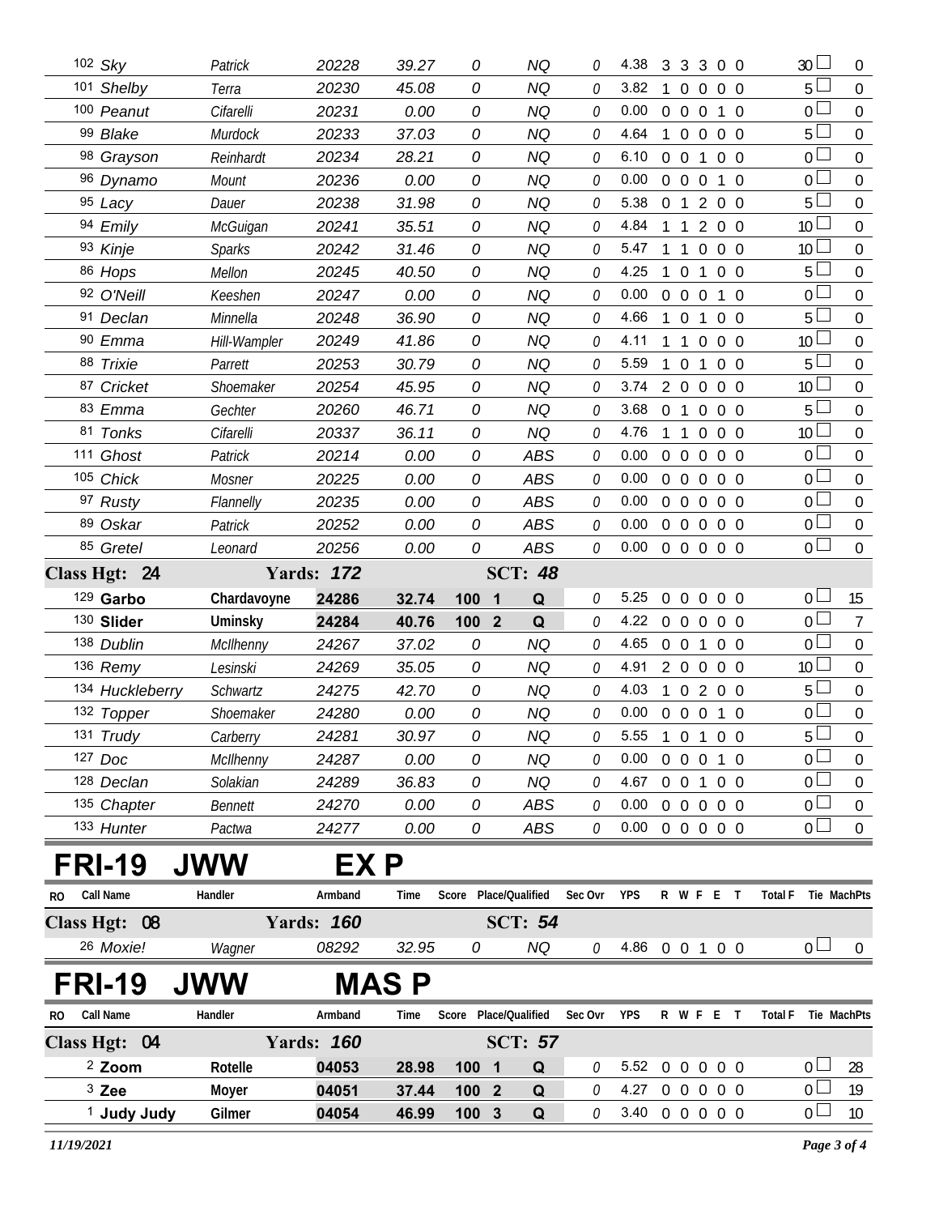| RO | Call Name | Handler | Armband | Time | Score | Place/Qualified | Sec Ovr | YPS | R | W | F | E | T | Total F | Tie | MachPts |
|---|---|---|---|---|---|---|---|---|---|---|---|---|---|---|---|---|
| 102 | *Sky* | *Patrick* | *20228* | *39.27* | *0* | *NQ* | *0* | 4.38 | 3 | 3 | 3 | 0 | 0 | 30 | | 0 |
| 101 | *Shelby* | *Terra* | *20230* | *45.08* | *0* | *NQ* | *0* | 3.82 | 1 | 0 | 0 | 0 | 0 | 5 | | 0 |
| 100 | *Peanut* | *Cifarelli* | *20231* | *0.00* | *0* | *NQ* | *0* | 0.00 | 0 | 0 | 0 | 1 | 0 | 0 | | 0 |
| 99 | *Blake* | *Murdock* | *20233* | *37.03* | *0* | *NQ* | *0* | 4.64 | 1 | 0 | 0 | 0 | 0 | 5 | | 0 |
| 98 | *Grayson* | *Reinhardt* | *20234* | *28.21* | *0* | *NQ* | *0* | 6.10 | 0 | 0 | 1 | 0 | 0 | 0 | | 0 |
| 96 | *Dynamo* | *Mount* | *20236* | *0.00* | *0* | *NQ* | *0* | 0.00 | 0 | 0 | 0 | 1 | 0 | 0 | | 0 |
| 95 | *Lacy* | *Dauer* | *20238* | *31.98* | *0* | *NQ* | *0* | 5.38 | 0 | 1 | 2 | 0 | 0 | 5 | | 0 |
| 94 | *Emily* | *McGuigan* | *20241* | *35.51* | *0* | *NQ* | *0* | 4.84 | 1 | 1 | 2 | 0 | 0 | 10 | | 0 |
| 93 | *Kinje* | *Sparks* | *20242* | *31.46* | *0* | *NQ* | *0* | 5.47 | 1 | 1 | 0 | 0 | 0 | 10 | | 0 |
| 86 | *Hops* | *Mellon* | *20245* | *40.50* | *0* | *NQ* | *0* | 4.25 | 1 | 0 | 1 | 0 | 0 | 5 | | 0 |
| 92 | *O'Neill* | *Keeshen* | *20247* | *0.00* | *0* | *NQ* | *0* | 0.00 | 0 | 0 | 0 | 1 | 0 | 0 | | 0 |
| 91 | *Declan* | *Minnella* | *20248* | *36.90* | *0* | *NQ* | *0* | 4.66 | 1 | 0 | 1 | 0 | 0 | 5 | | 0 |
| 90 | *Emma* | *Hill-Wampler* | *20249* | *41.86* | *0* | *NQ* | *0* | 4.11 | 1 | 1 | 0 | 0 | 0 | 10 | | 0 |
| 88 | *Trixie* | *Parrett* | *20253* | *30.79* | *0* | *NQ* | *0* | 5.59 | 1 | 0 | 1 | 0 | 0 | 5 | | 0 |
| 87 | *Cricket* | *Shoemaker* | *20254* | *45.95* | *0* | *NQ* | *0* | 3.74 | 2 | 0 | 0 | 0 | 0 | 10 | | 0 |
| 83 | *Emma* | *Gechter* | *20260* | *46.71* | *0* | *NQ* | *0* | 3.68 | 0 | 1 | 0 | 0 | 0 | 5 | | 0 |
| 81 | *Tonks* | *Cifarelli* | *20337* | *36.11* | *0* | *NQ* | *0* | 4.76 | 1 | 1 | 0 | 0 | 0 | 10 | | 0 |
| 111 | *Ghost* | *Patrick* | *20214* | *0.00* | *0* | *ABS* | *0* | 0.00 | 0 | 0 | 0 | 0 | 0 | 0 | | 0 |
| 105 | *Chick* | *Mosner* | *20225* | *0.00* | *0* | *ABS* | *0* | 0.00 | 0 | 0 | 0 | 0 | 0 | 0 | | 0 |
| 97 | *Rusty* | *Flannelly* | *20235* | *0.00* | *0* | *ABS* | *0* | 0.00 | 0 | 0 | 0 | 0 | 0 | 0 | | 0 |
| 89 | *Oskar* | *Patrick* | *20252* | *0.00* | *0* | *ABS* | *0* | 0.00 | 0 | 0 | 0 | 0 | 0 | 0 | | 0 |
| 85 | *Gretel* | *Leonard* | *20256* | *0.00* | *0* | *ABS* | *0* | 0.00 | 0 | 0 | 0 | 0 | 0 | 0 | | 0 |
| **Class Hgt: 24** | | **Yards: 172** | | | | **SCT: 48** | | | | | | | | | | |
| 129 | **Garbo** | **Chardavoyne** | **24286** | **32.74** | **100** | **1 Q** | *0* | 5.25 | 0 | 0 | 0 | 0 | 0 | 0 | | 15 |
| 130 | **Slider** | **Uminsky** | **24284** | **40.76** | **100** | **2 Q** | *0* | 4.22 | 0 | 0 | 0 | 0 | 0 | 0 | | 7 |
| 138 | *Dublin* | *McIlhenny* | *24267* | *37.02* | *0* | *NQ* | *0* | 4.65 | 0 | 0 | 1 | 0 | 0 | 0 | | 0 |
| 136 | *Remy* | *Lesinski* | *24269* | *35.05* | *0* | *NQ* | *0* | 4.91 | 2 | 0 | 0 | 0 | 0 | 10 | | 0 |
| 134 | *Huckleberry* | *Schwartz* | *24275* | *42.70* | *0* | *NQ* | *0* | 4.03 | 1 | 0 | 2 | 0 | 0 | 5 | | 0 |
| 132 | *Topper* | *Shoemaker* | *24280* | *0.00* | *0* | *NQ* | *0* | 0.00 | 0 | 0 | 0 | 1 | 0 | 0 | | 0 |
| 131 | *Trudy* | *Carberry* | *24281* | *30.97* | *0* | *NQ* | *0* | 5.55 | 1 | 0 | 1 | 0 | 0 | 5 | | 0 |
| 127 | *Doc* | *McIlhenny* | *24287* | *0.00* | *0* | *NQ* | *0* | 0.00 | 0 | 0 | 0 | 1 | 0 | 0 | | 0 |
| 128 | *Declan* | *Solakian* | *24289* | *36.83* | *0* | *NQ* | *0* | 4.67 | 0 | 0 | 1 | 0 | 0 | 0 | | 0 |
| 135 | *Chapter* | *Bennett* | *24270* | *0.00* | *0* | *ABS* | *0* | 0.00 | 0 | 0 | 0 | 0 | 0 | 0 | | 0 |
| 133 | *Hunter* | *Pactwa* | *24277* | *0.00* | *0* | *ABS* | *0* | 0.00 | 0 | 0 | 0 | 0 | 0 | 0 | | 0 |

# FRI-19 JWW EX P

| RO | Call Name | Handler | Armband | Time | Score | Place/Qualified | Sec Ovr | YPS | R | W | F | E | T | Total F | Tie | MachPts |
|---|---|---|---|---|---|---|---|---|---|---|---|---|---|---|---|---|
| **Class Hgt: 08** | | **Yards: 160** | | | | **SCT: 54** | | | | | | | | | | |
| 26 | *Moxie!* | *Wagner* | *08292* | *32.95* | *0* | *NQ* | *0* | 4.86 | 0 | 0 | 1 | 0 | 0 | 0 | | 0 |

# FRI-19 JWW MAS P

| RO | Call Name | Handler | Armband | Time | Score | Place/Qualified | Sec Ovr | YPS | R | W | F | E | T | Total F | Tie | MachPts |
|---|---|---|---|---|---|---|---|---|---|---|---|---|---|---|---|---|
| **Class Hgt: 04** | | **Yards: 160** | | | | **SCT: 57** | | | | | | | | | | |
| 2 | **Zoom** | **Rotelle** | **04053** | **28.98** | **100** | **1 Q** | *0* | 5.52 | 0 | 0 | 0 | 0 | 0 | 0 | | 28 |
| 3 | **Zee** | **Moyer** | **04051** | **37.44** | **100** | **2 Q** | *0* | 4.27 | 0 | 0 | 0 | 0 | 0 | 0 | | 19 |
| 1 | **Judy Judy** | **Gilmer** | **04054** | **46.99** | **100** | **3 Q** | *0* | 3.40 | 0 | 0 | 0 | 0 | 0 | 0 | | 10 |

*11/19/2021*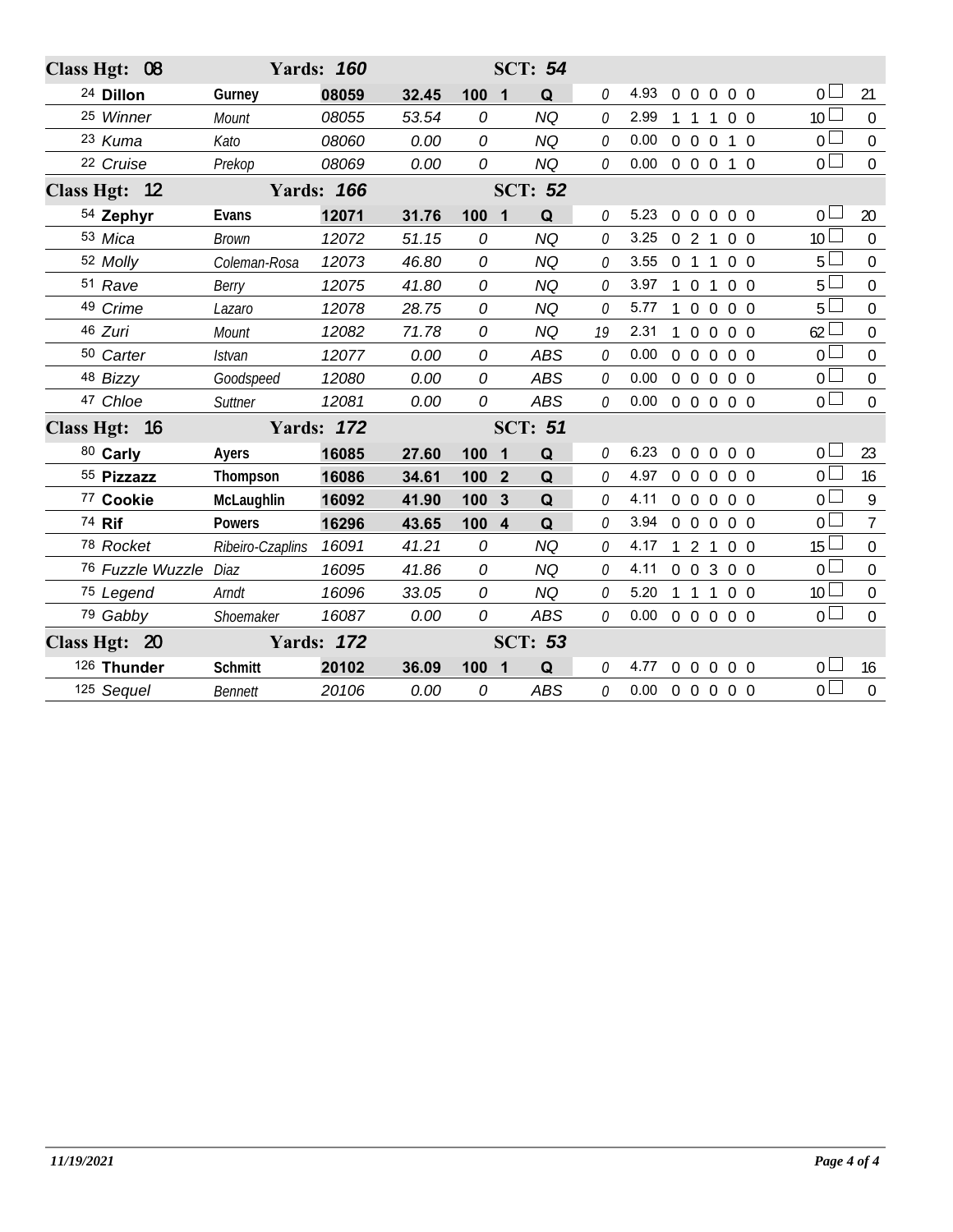| Class Hgt: 08 | | Yards: 160 | | | | SCT: 54 | | | | | |
|---|---|---|---|---|---|---|---|---|---|---|---|
| 24 **Dillon** | **Gurney** | **08059** | **32.45** | **100** | **1** | **Q** | 0 | 4.93 | 0 0 0 0 0 | 0 | 21 |
| 25 *Winner* | *Mount* | *08055* | *53.54* | *0* | | *NQ* | 0 | 2.99 | 1 1 1 0 0 | 10 | 0 |
| 23 *Kuma* | *Kato* | *08060* | *0.00* | *0* | | *NQ* | 0 | 0.00 | 0 0 0 1 0 | 0 | 0 |
| 22 *Cruise* | *Prekop* | *08069* | *0.00* | *0* | | *NQ* | 0 | 0.00 | 0 0 0 1 0 | 0 | 0 |
| **Class Hgt: 12** | | **Yards: 166** | | | | **SCT: 52** | | | | | |
| 54 **Zephyr** | **Evans** | **12071** | **31.76** | **100** | **1** | **Q** | 0 | 5.23 | 0 0 0 0 0 | 0 | 20 |
| 53 *Mica* | *Brown* | *12072* | *51.15* | *0* | | *NQ* | 0 | 3.25 | 0 2 1 0 0 | 10 | 0 |
| 52 *Molly* | *Coleman-Rosa* | *12073* | *46.80* | *0* | | *NQ* | 0 | 3.55 | 0 1 1 0 0 | 5 | 0 |
| 51 *Rave* | *Berry* | *12075* | *41.80* | *0* | | *NQ* | 0 | 3.97 | 1 0 1 0 0 | 5 | 0 |
| 49 *Crime* | *Lazaro* | *12078* | *28.75* | *0* | | *NQ* | 0 | 5.77 | 1 0 0 0 0 | 5 | 0 |
| 46 *Zuri* | *Mount* | *12082* | *71.78* | *0* | | *NQ* | 19 | 2.31 | 1 0 0 0 0 | 62 | 0 |
| 50 *Carter* | *Istvan* | *12077* | *0.00* | *0* | | *ABS* | 0 | 0.00 | 0 0 0 0 0 | 0 | 0 |
| 48 *Bizzy* | *Goodspeed* | *12080* | *0.00* | *0* | | *ABS* | 0 | 0.00 | 0 0 0 0 0 | 0 | 0 |
| 47 *Chloe* | *Suttner* | *12081* | *0.00* | *0* | | *ABS* | 0 | 0.00 | 0 0 0 0 0 | 0 | 0 |
| **Class Hgt: 16** | | **Yards: 172** | | | | **SCT: 51** | | | | | |
| 80 **Carly** | **Ayers** | **16085** | **27.60** | **100** | **1** | **Q** | 0 | 6.23 | 0 0 0 0 0 | 0 | 23 |
| 55 **Pizzazz** | **Thompson** | **16086** | **34.61** | **100** | **2** | **Q** | 0 | 4.97 | 0 0 0 0 0 | 0 | 16 |
| 77 **Cookie** | **McLaughlin** | **16092** | **41.90** | **100** | **3** | **Q** | 0 | 4.11 | 0 0 0 0 0 | 0 | 9 |
| 74 **Rif** | **Powers** | **16296** | **43.65** | **100** | **4** | **Q** | 0 | 3.94 | 0 0 0 0 0 | 0 | 7 |
| 78 *Rocket* | *Ribeiro-Czaplins* | *16091* | *41.21* | *0* | | *NQ* | 0 | 4.17 | 1 2 1 0 0 | 15 | 0 |
| 76 *Fuzzle Wuzzle* | *Diaz* | *16095* | *41.86* | *0* | | *NQ* | 0 | 4.11 | 0 0 3 0 0 | 0 | 0 |
| 75 *Legend* | *Arndt* | *16096* | *33.05* | *0* | | *NQ* | 0 | 5.20 | 1 1 1 0 0 | 10 | 0 |
| 79 *Gabby* | *Shoemaker* | *16087* | *0.00* | *0* | | *ABS* | 0 | 0.00 | 0 0 0 0 0 | 0 | 0 |
| **Class Hgt: 20** | | **Yards: 172** | | | | **SCT: 53** | | | | | |
| 126 **Thunder** | **Schmitt** | **20102** | **36.09** | **100** | **1** | **Q** | 0 | 4.77 | 0 0 0 0 0 | 0 | 16 |
| 125 *Sequel* | *Bennett* | *20106* | *0.00* | *0* | | *ABS* | 0 | 0.00 | 0 0 0 0 0 | 0 | 0 |

*11/19/2021*